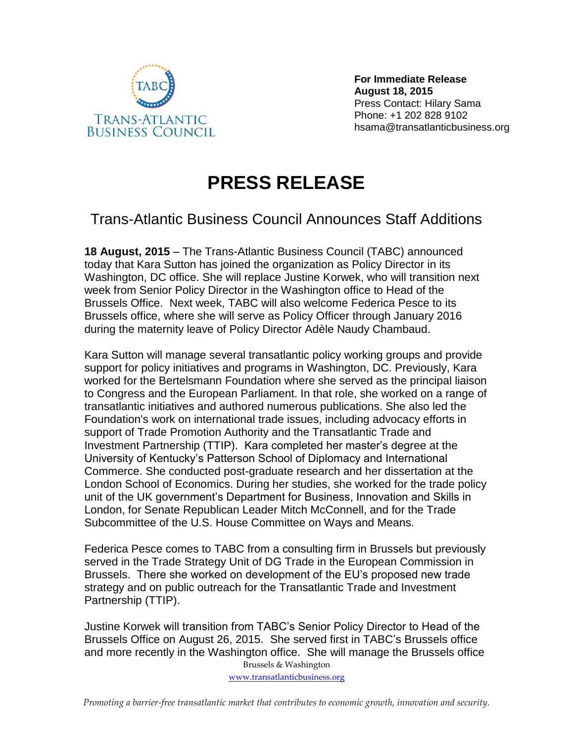TABC

TRANS-ATLANTIC BUSINESS COUNCIL

**For Immediate Release**
**August 18, 2015**
Press Contact: Hilary Sama
Phone: +1 202 828 9102
hsama@transatlanticbusiness.org

# PRESS RELEASE

## Trans-Atlantic Business Council Announces Staff Additions

**18 August, 2015** – The Trans-Atlantic Business Council (TABC) announced today that Kara Sutton has joined the organization as Policy Director in its Washington, DC office. She will replace Justine Korwek, who will transition next week from Senior Policy Director in the Washington office to Head of the Brussels Office. Next week, TABC will also welcome Federica Pesce to its Brussels office, where she will serve as Policy Officer through January 2016 during the maternity leave of Policy Director Adèle Naudy Chambaud.

Kara Sutton will manage several transatlantic policy working groups and provide support for policy initiatives and programs in Washington, DC. Previously, Kara worked for the Bertelsmann Foundation where she served as the principal liaison to Congress and the European Parliament. In that role, she worked on a range of transatlantic initiatives and authored numerous publications. She also led the Foundation's work on international trade issues, including advocacy efforts in support of Trade Promotion Authority and the Transatlantic Trade and Investment Partnership (TTIP). Kara completed her master's degree at the University of Kentucky's Patterson School of Diplomacy and International Commerce. She conducted post-graduate research and her dissertation at the London School of Economics. During her studies, she worked for the trade policy unit of the UK government's Department for Business, Innovation and Skills in London, for Senate Republican Leader Mitch McConnell, and for the Trade Subcommittee of the U.S. House Committee on Ways and Means.

Federica Pesce comes to TABC from a consulting firm in Brussels but previously served in the Trade Strategy Unit of DG Trade in the European Commission in Brussels. There she worked on development of the EU's proposed new trade strategy and on public outreach for the Transatlantic Trade and Investment Partnership (TTIP).

Justine Korwek will transition from TABC's Senior Policy Director to Head of the Brussels Office on August 26, 2015. She served first in TABC's Brussels office and more recently in the Washington office. She will manage the Brussels office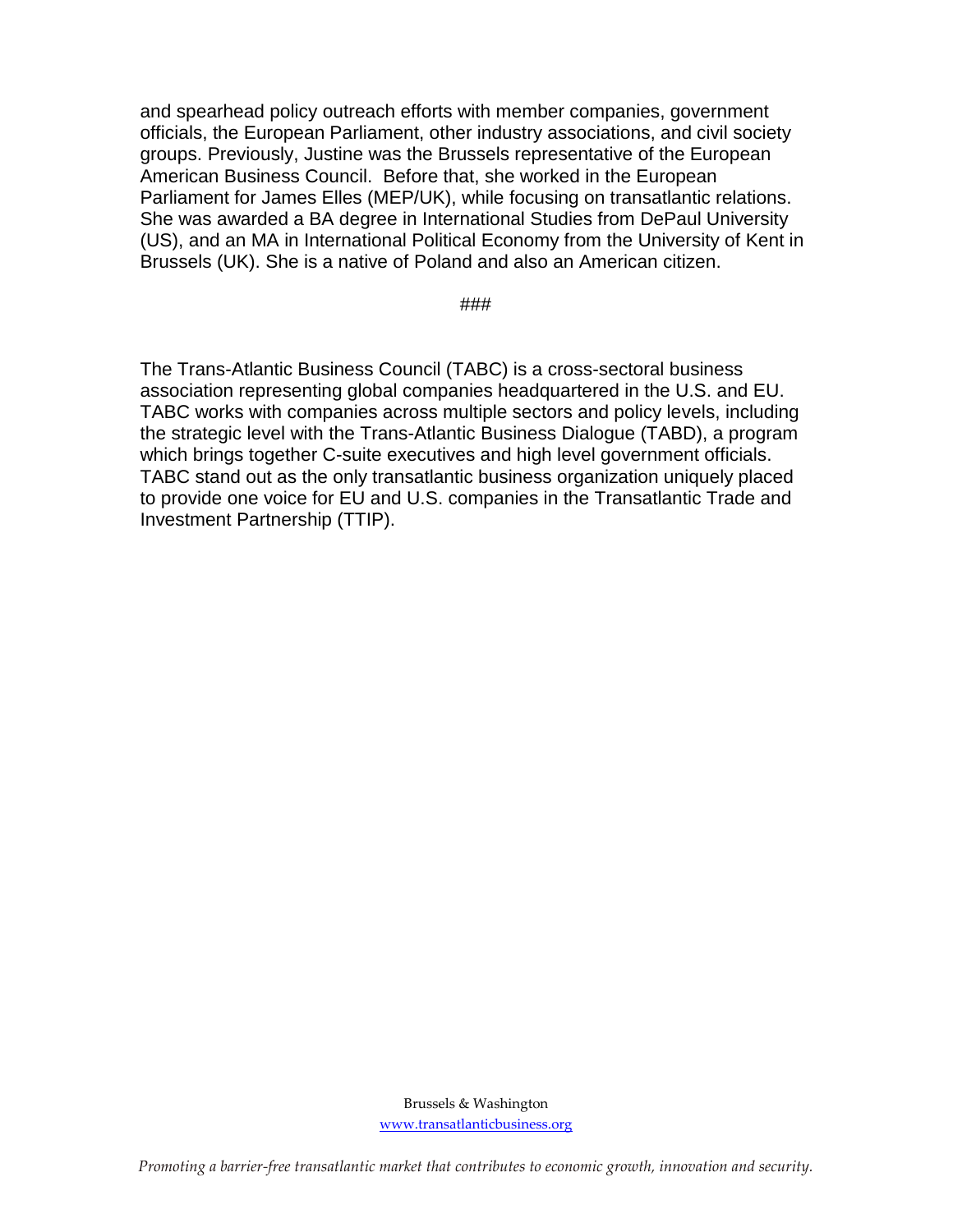and spearhead policy outreach efforts with member companies, government officials, the European Parliament, other industry associations, and civil society groups. Previously, Justine was the Brussels representative of the European American Business Council. Before that, she worked in the European Parliament for James Elles (MEP/UK), while focusing on transatlantic relations. She was awarded a BA degree in International Studies from DePaul University (US), and an MA in International Political Economy from the University of Kent in Brussels (UK). She is a native of Poland and also an American citizen.

###

The Trans-Atlantic Business Council (TABC) is a cross-sectoral business association representing global companies headquartered in the U.S. and EU. TABC works with companies across multiple sectors and policy levels, including the strategic level with the Trans-Atlantic Business Dialogue (TABD), a program which brings together C-suite executives and high level government officials. TABC stand out as the only transatlantic business organization uniquely placed to provide one voice for EU and U.S. companies in the Transatlantic Trade and Investment Partnership (TTIP).

Brussels & Washington
www.transatlanticbusiness.org

*Promoting a barrier-free transatlantic market that contributes to economic growth, innovation and security.*